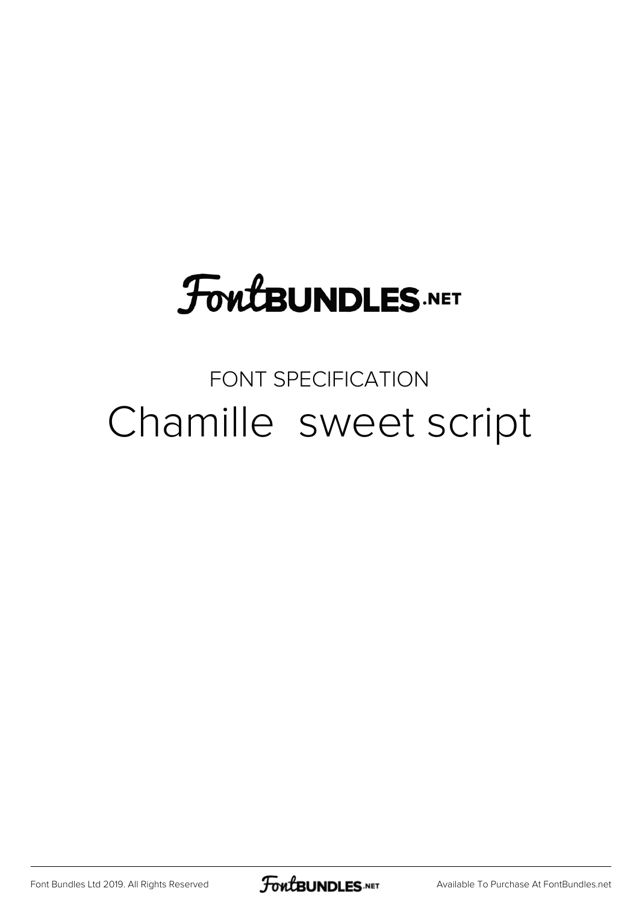FontBUNDLES.NET

FONT SPECIFICATION

# Chamille  sweet script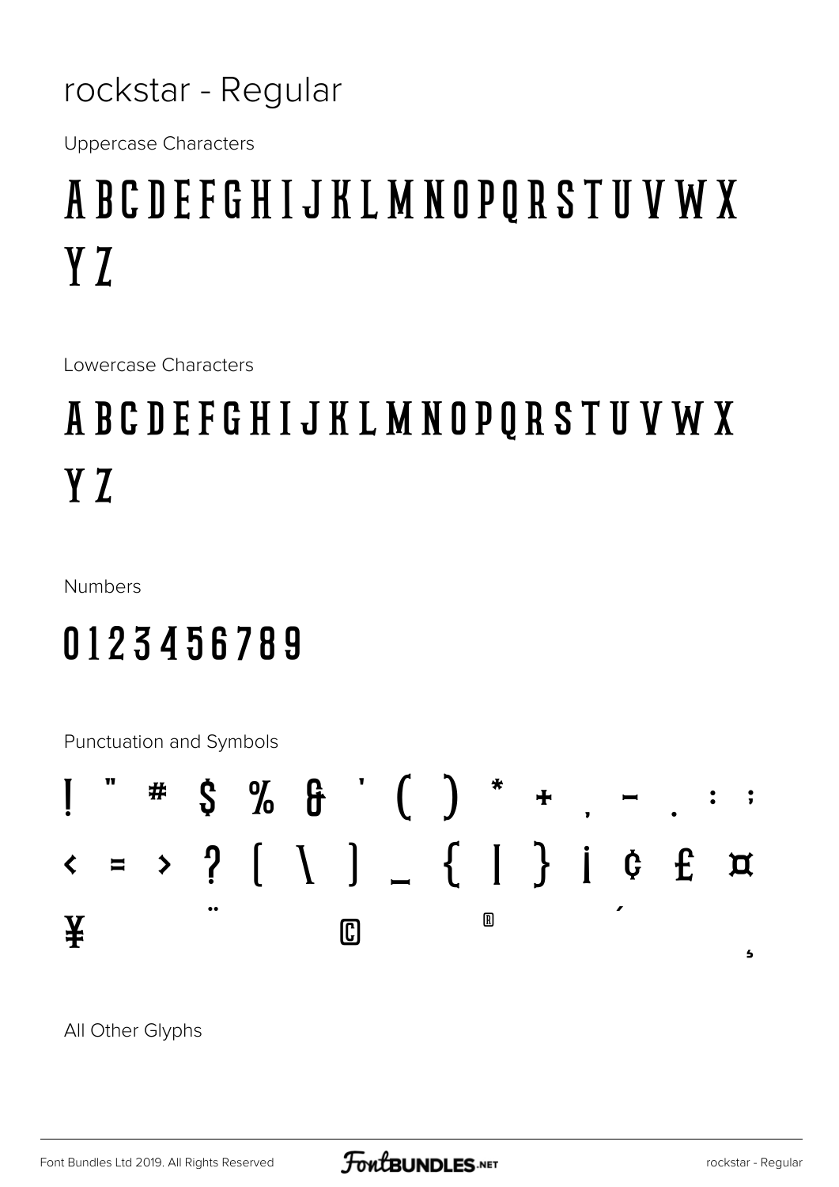# rockstar - Regular

Uppercase Characters

A B C D E F G H I J K L M N O P Q R S T U V W X Y Z

Lowercase Characters

A B C D E F G H I J K L M N O P Q R S T U V W X Y Z

Numbers

0 1 2 3 4 5 6 7 8 9

Punctuation and Symbols

! " # $ % & ' ( ) * + , - . : ;

< = > ? [ \ ] _ { | } ¡ ¢ £ ¤

¥ ¨ © ® ´ ¸

All Other Glyphs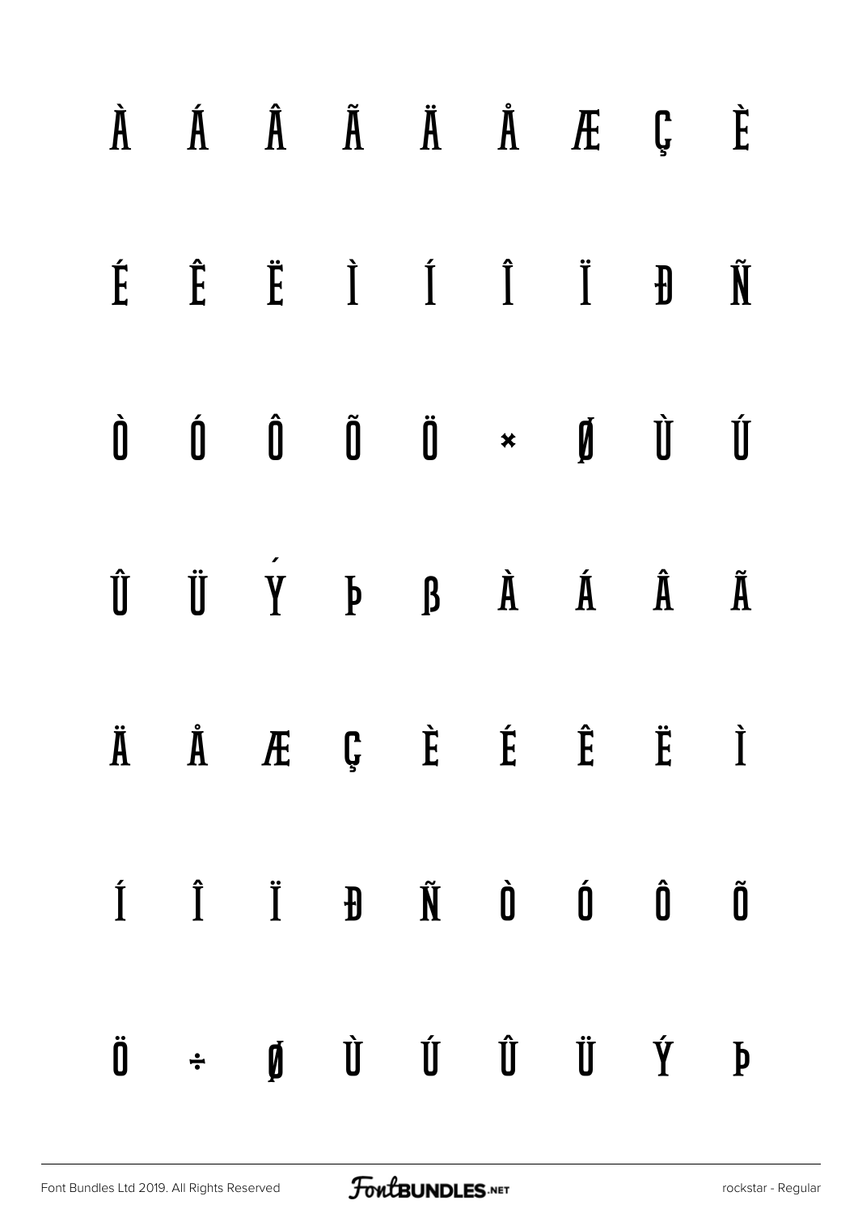À Á Â Ã Ä Å Æ Ç È

É Ê Ë Ì Í Î Ï Ð Ñ

Ò Ó Ô Õ Ö × Ø Ù Ú

Û Ü Ý Þ ß à á â ã

ä å æ ç è é ê ë ì

í î ï ð ñ ò ó ô õ

ö ÷ ø ù ú û ü ý þ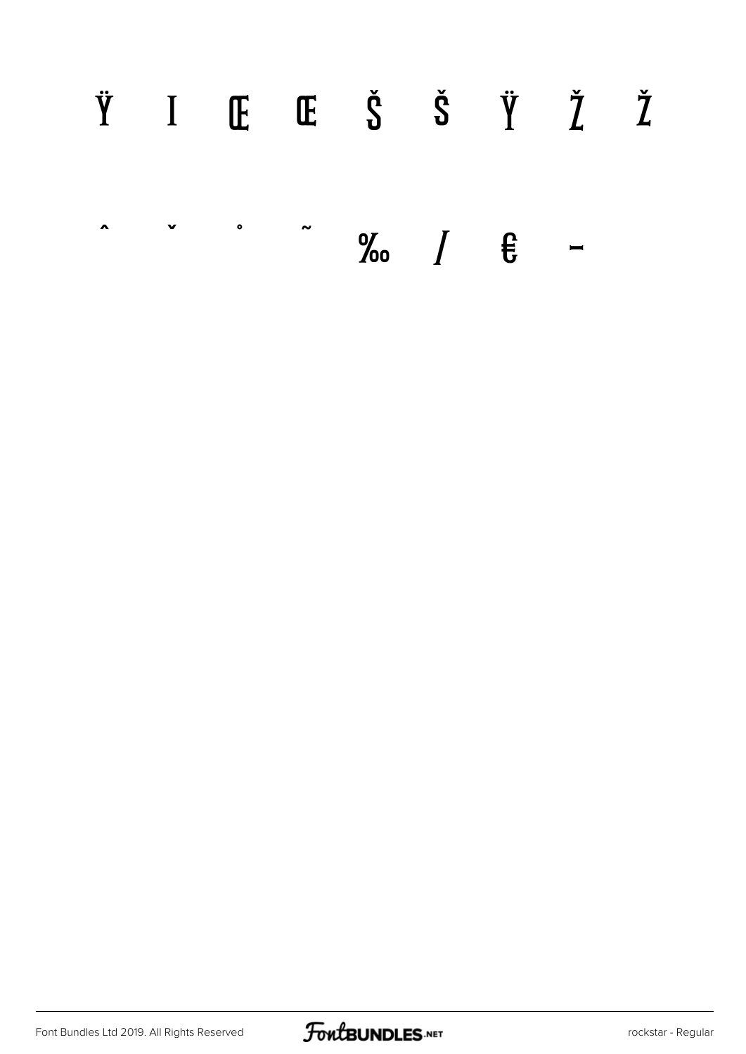Ÿ I Œ œ Š š Ÿ Ž ž

ˆ ˇ ˚ ˜ ‰ ⁄ € ‒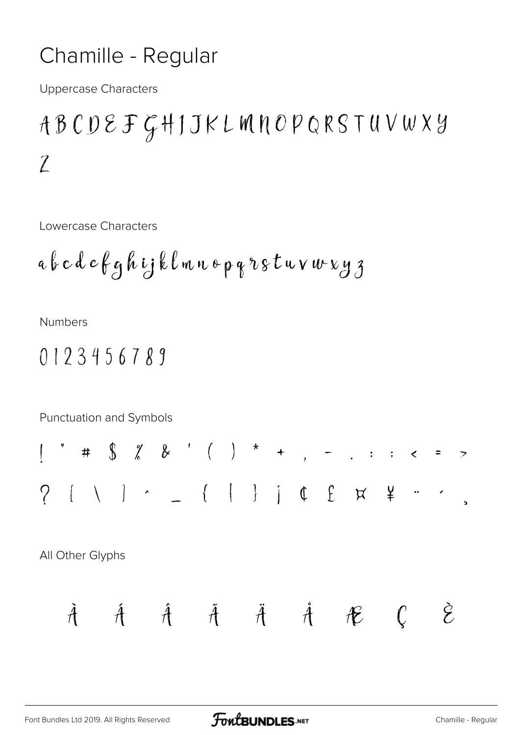# Chamille - Regular

Uppercase Characters

A B C D E F G H I J K L M N O P Q R S T U V W X Y Z

Lowercase Characters

a b c d e f g h i j k l m n o p q r s t u v w x y z

Numbers

0 1 2 3 4 5 6 7 8 9

Punctuation and Symbols

! " # $ % & ' ( ) * + , - . : ; < = >
? [ \ ] ^ _ { | } ¡ ¢ £ ¤ ¥ ¨ ´ ¸

All Other Glyphs

À Á Â Ã Ä Å Æ Ç È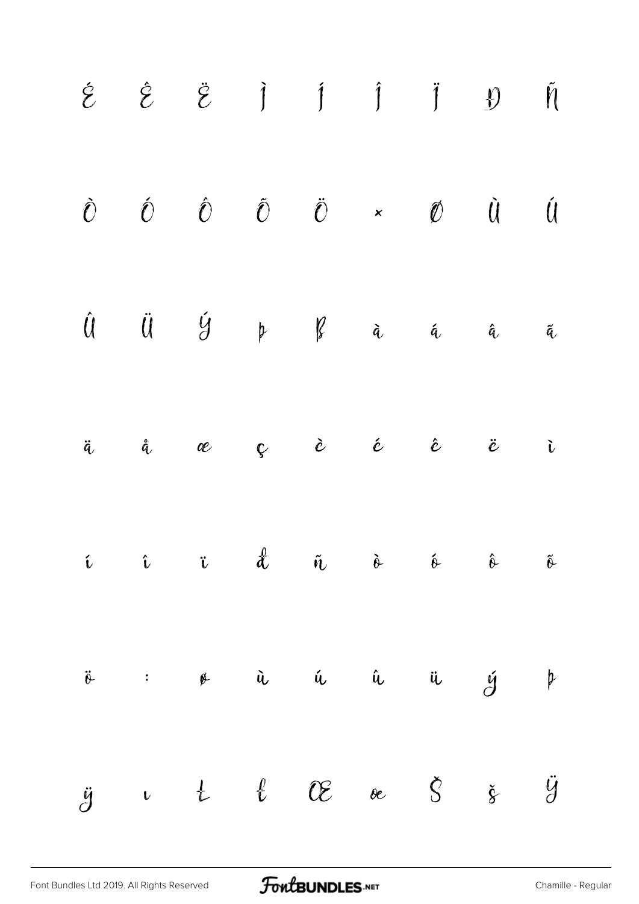É Ê Ë Ì Í Î Ï Đ Ñ

Ò Ó Ô Õ Ö × Ø Ù Ú

Û Ü Ý Þ ß à á â ã

ä å æ ç è é ê ë ì

í î ï ð ñ ò ó ô õ

ö ÷ ø ù ú û ü ý þ

ÿ ı Ł ł Œ œ Š š Ÿ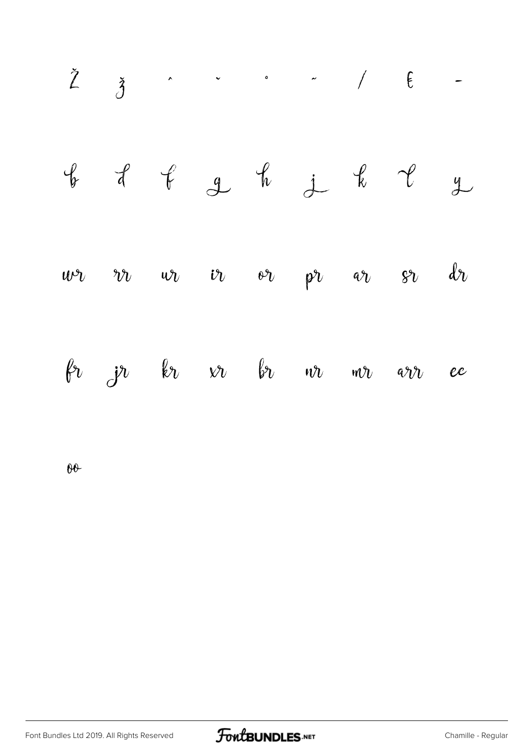Ž ž ˆ ˇ ˚ ˜ / € -

b d f g h j k l y

wr rr ur ir or pr ar sr dr

fr jr kr xr br nr mr arr ec

oo